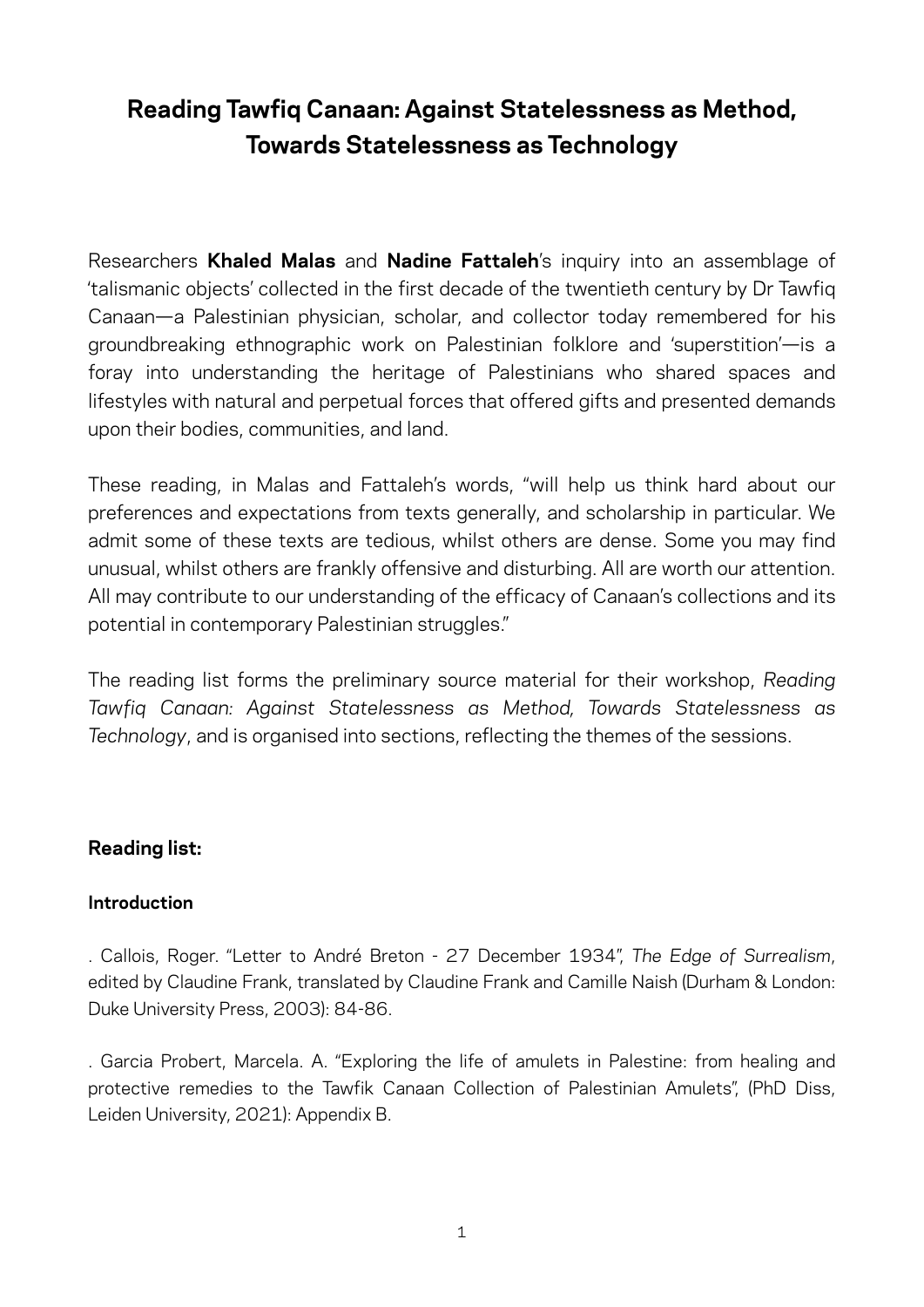# Reading Tawfiq Canaan: Against Statelessness as Method, Towards Statelessness as Technology

Researchers **Khaled Malas** and **Nadine Fattaleh**'s inquiry into an assemblage of 'talismanic objects' collected in the first decade of the twentieth century by Dr Tawfiq Canaan—a Palestinian physician, scholar, and collector today remembered for his groundbreaking ethnographic work on Palestinian folklore and 'superstition'—is a foray into understanding the heritage of Palestinians who shared spaces and lifestyles with natural and perpetual forces that offered gifts and presented demands upon their bodies, communities, and land.

These reading, in Malas and Fattaleh's words, "will help us think hard about our preferences and expectations from texts generally, and scholarship in particular. We admit some of these texts are tedious, whilst others are dense. Some you may find unusual, whilst others are frankly offensive and disturbing. All are worth our attention. All may contribute to our understanding of the efficacy of Canaan's collections and its potential in contemporary Palestinian struggles."

The reading list forms the preliminary source material for their workshop, *Reading Tawfiq Canaan: Against Statelessness as Method, Towards Statelessness as Technology*, and is organised into sections, reflecting the themes of the sessions.

## Reading list:

### Introduction

. Callois, Roger. "Letter to André Breton - 27 December 1934", *The Edge of Surrealism*, edited by Claudine Frank, translated by Claudine Frank and Camille Naish (Durham & London: Duke University Press, 2003): 84-86.

. Garcia Probert, Marcela. A. "Exploring the life of amulets in Palestine: from healing and protective remedies to the Tawfik Canaan Collection of Palestinian Amulets", (PhD Diss, Leiden University, 2021): Appendix B.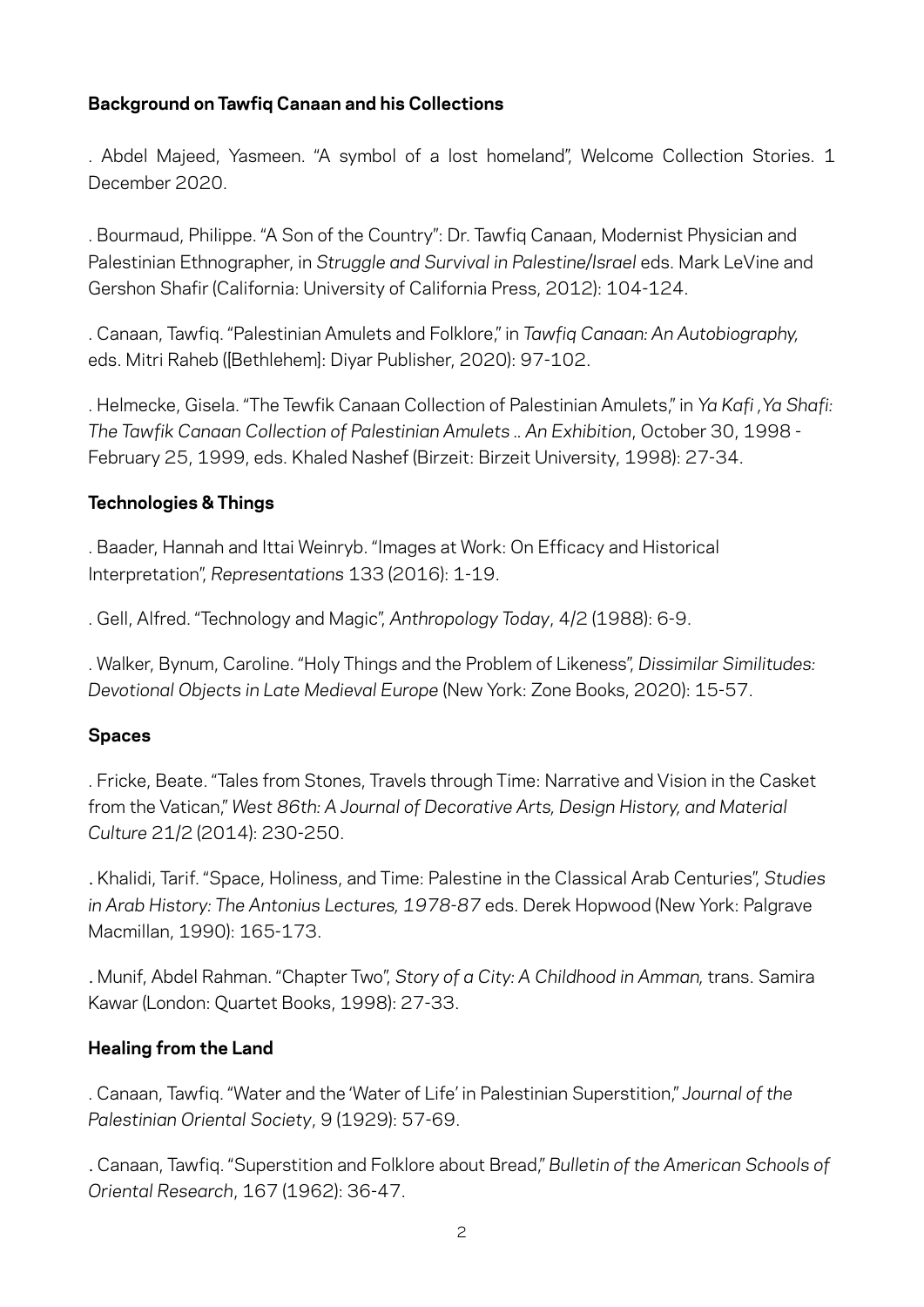**Background on Tawfiq Canaan and his Collections**

. Abdel Majeed, Yasmeen. "A symbol of a lost homeland", Welcome Collection Stories. 1 December 2020.

. Bourmaud, Philippe. "A Son of the Country": Dr. Tawfiq Canaan, Modernist Physician and Palestinian Ethnographer, in *Struggle and Survival in Palestine/Israel* eds. Mark LeVine and Gershon Shafir (California: University of California Press, 2012): 104-124.

. Canaan, Tawfiq. "Palestinian Amulets and Folklore," in *Tawfiq Canaan: An Autobiography,* eds. Mitri Raheb ([Bethlehem]: Diyar Publisher, 2020): 97-102.

. Helmecke, Gisela. "The Tewfik Canaan Collection of Palestinian Amulets," in *Ya Kafi ,Ya Shafi: The Tawfik Canaan Collection of Palestinian Amulets .. An Exhibition*, October 30, 1998 - February 25, 1999, eds. Khaled Nashef (Birzeit: Birzeit University, 1998): 27-34.

**Technologies & Things**

. Baader, Hannah and Ittai Weinryb. "Images at Work: On Efficacy and Historical Interpretation", *Representations* 133 (2016): 1-19.

. Gell, Alfred. "Technology and Magic", *Anthropology Today*, 4/2 (1988): 6-9.

. Walker, Bynum, Caroline. "Holy Things and the Problem of Likeness", *Dissimilar Similitudes: Devotional Objects in Late Medieval Europe* (New York: Zone Books, 2020): 15-57.

**Spaces**

. Fricke, Beate. "Tales from Stones, Travels through Time: Narrative and Vision in the Casket from the Vatican," *West 86th: A Journal of Decorative Arts, Design History, and Material Culture* 21/2 (2014): 230-250.

. Khalidi, Tarif. "Space, Holiness, and Time: Palestine in the Classical Arab Centuries", *Studies in Arab History: The Antonius Lectures, 1978-87* eds. Derek Hopwood (New York: Palgrave Macmillan, 1990): 165-173.

. Munif, Abdel Rahman. "Chapter Two", *Story of a City: A Childhood in Amman,* trans. Samira Kawar (London: Quartet Books, 1998): 27-33.

**Healing from the Land**

. Canaan, Tawfiq. "Water and the 'Water of Life' in Palestinian Superstition," *Journal of the Palestinian Oriental Society*, 9 (1929): 57-69.

. Canaan, Tawfiq. "Superstition and Folklore about Bread," *Bulletin of the American Schools of Oriental Research*, 167 (1962): 36-47.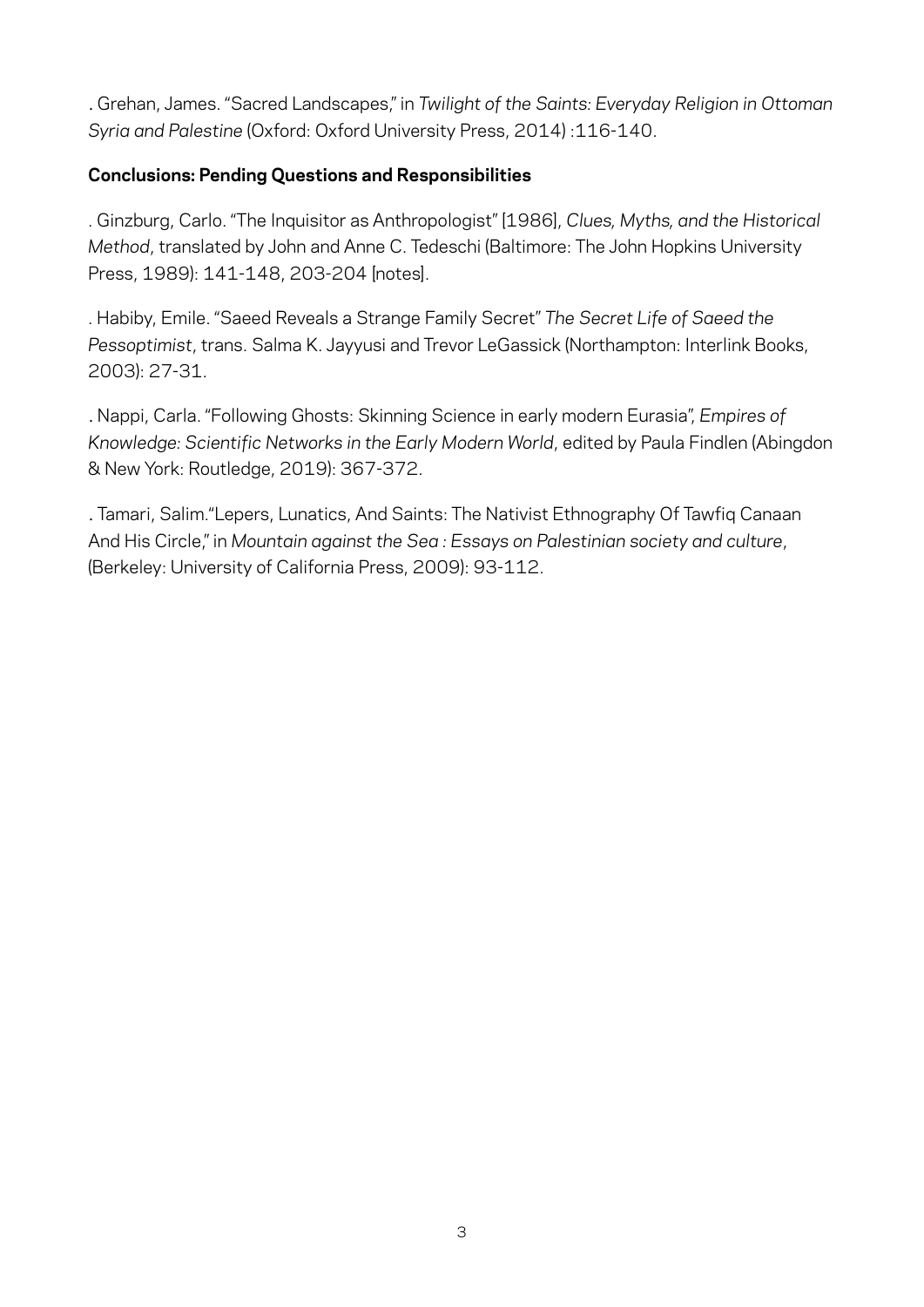. Grehan, James. “Sacred Landscapes,” in *Twilight of the Saints: Everyday Religion in Ottoman Syria and Palestine* (Oxford: Oxford University Press, 2014) :116-140.

**Conclusions: Pending Questions and Responsibilities**

. Ginzburg, Carlo. “The Inquisitor as Anthropologist” [1986], *Clues, Myths, and the Historical Method*, translated by John and Anne C. Tedeschi (Baltimore: The John Hopkins University Press, 1989): 141-148, 203-204 [notes].

. Habiby, Emile. “Saeed Reveals a Strange Family Secret” *The Secret Life of Saeed the Pessoptimist*, trans. Salma K. Jayyusi and Trevor LeGassick (Northampton: Interlink Books, 2003): 27-31.

. Nappi, Carla. “Following Ghosts: Skinning Science in early modern Eurasia”, *Empires of Knowledge: Scientific Networks in the Early Modern World*, edited by Paula Findlen (Abingdon & New York: Routledge, 2019): 367-372.

. Tamari, Salim.“Lepers, Lunatics, And Saints: The Nativist Ethnography Of Tawfiq Canaan And His Circle,” in *Mountain against the Sea : Essays on Palestinian society and culture*, (Berkeley: University of California Press, 2009): 93-112.